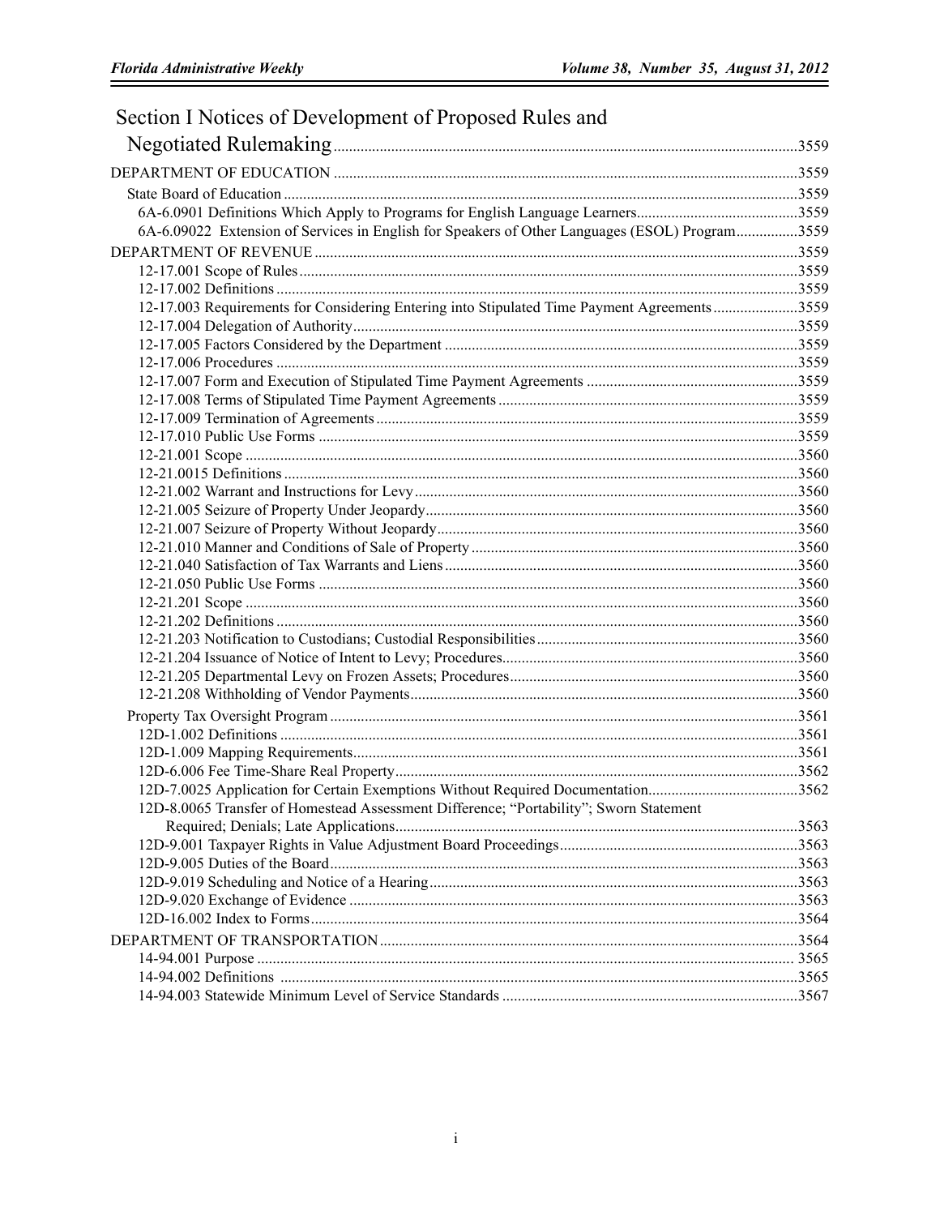# Section I Notices of Development of Proposed Rules and Negotiated Rulemaking ....3559

DEPARTMENT OF EDUCATION ....3559

State Board of Education ....3559

6A-6.0901 Definitions Which Apply to Programs for English Language Learners....3559

6A-6.09022 Extension of Services in English for Speakers of Other Languages (ESOL) Program....3559

DEPARTMENT OF REVENUE ....3559

12-17.001 Scope of Rules....3559

12-17.002 Definitions....3559

12-17.003 Requirements for Considering Entering into Stipulated Time Payment Agreements....3559

12-17.004 Delegation of Authority....3559

12-17.005 Factors Considered by the Department ....3559

12-17.006 Procedures ....3559

12-17.007 Form and Execution of Stipulated Time Payment Agreements ....3559

12-17.008 Terms of Stipulated Time Payment Agreements....3559

12-17.009 Termination of Agreements....3559

12-17.010 Public Use Forms ....3559

12-21.001 Scope ....3560

12-21.0015 Definitions....3560

12-21.002 Warrant and Instructions for Levy....3560

12-21.005 Seizure of Property Under Jeopardy....3560

12-21.007 Seizure of Property Without Jeopardy....3560

12-21.010 Manner and Conditions of Sale of Property....3560

12-21.040 Satisfaction of Tax Warrants and Liens....3560

12-21.050 Public Use Forms ....3560

12-21.201 Scope ....3560

12-21.202 Definitions....3560

12-21.203 Notification to Custodians; Custodial Responsibilities....3560

12-21.204 Issuance of Notice of Intent to Levy; Procedures....3560

12-21.205 Departmental Levy on Frozen Assets; Procedures....3560

12-21.208 Withholding of Vendor Payments....3560

Property Tax Oversight Program ....3561

12D-1.002 Definitions ....3561

12D-1.009 Mapping Requirements....3561

12D-6.006 Fee Time-Share Real Property....3562

12D-7.0025 Application for Certain Exemptions Without Required Documentation....3562

12D-8.0065 Transfer of Homestead Assessment Difference; "Portability"; Sworn Statement Required; Denials; Late Applications....3563

12D-9.001 Taxpayer Rights in Value Adjustment Board Proceedings....3563

12D-9.005 Duties of the Board....3563

12D-9.019 Scheduling and Notice of a Hearing....3563

12D-9.020 Exchange of Evidence ....3563

12D-16.002 Index to Forms....3564

DEPARTMENT OF TRANSPORTATION....3564

14-94.001 Purpose .... 3565

14-94.002 Definitions ....3565

14-94.003 Statewide Minimum Level of Service Standards ....3567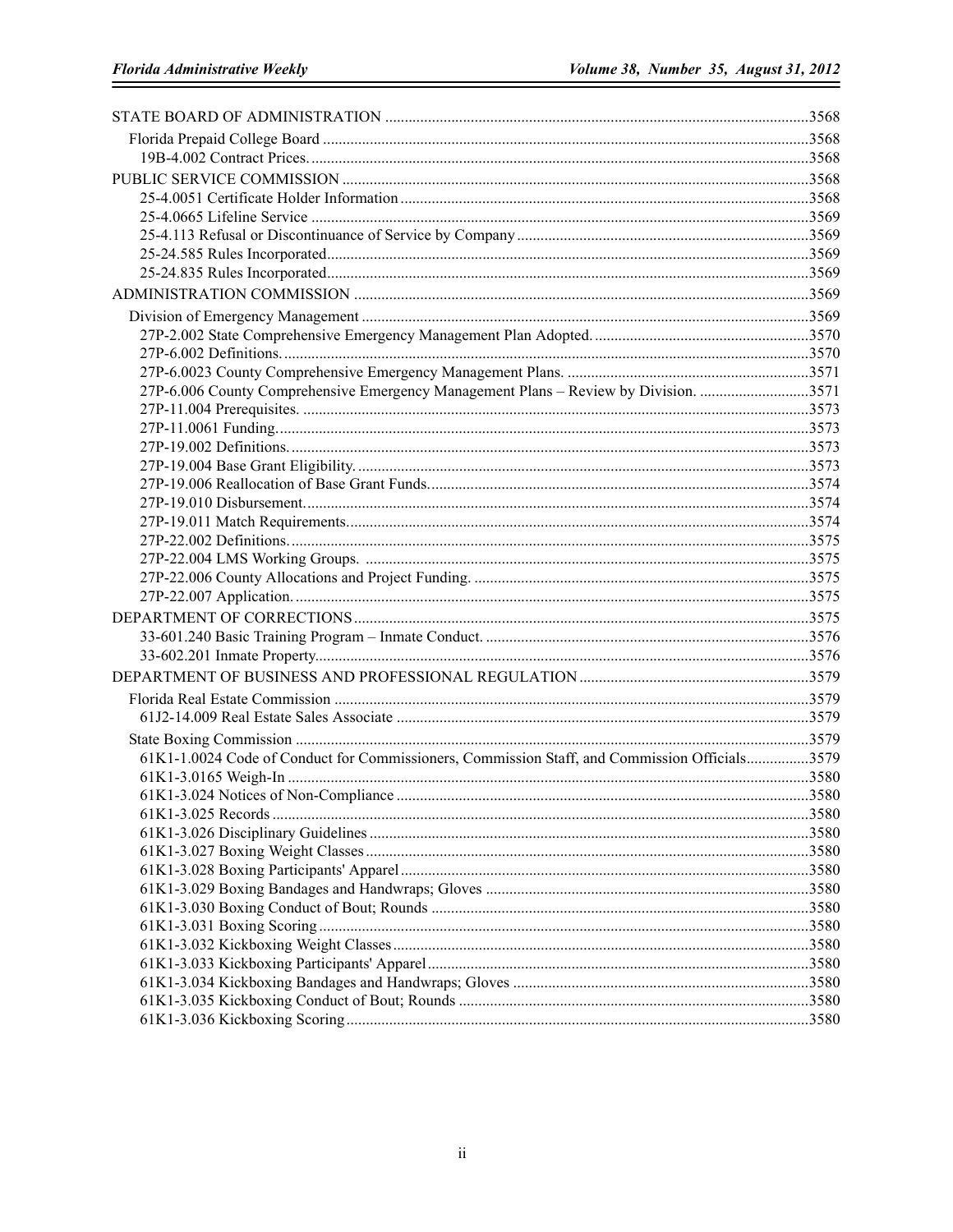STATE BOARD OF ADMINISTRATION ....3568

Florida Prepaid College Board ....3568

19B-4.002 Contract Prices. ....3568

PUBLIC SERVICE COMMISSION ....3568

25-4.0051 Certificate Holder Information ....3568

25-4.0665 Lifeline Service ....3569

25-4.113 Refusal or Discontinuance of Service by Company ....3569

25-24.585 Rules Incorporated ....3569

25-24.835 Rules Incorporated ....3569

ADMINISTRATION COMMISSION ....3569

Division of Emergency Management ....3569

27P-2.002 State Comprehensive Emergency Management Plan Adopted. ....3570

27P-6.002 Definitions. ....3570

27P-6.0023 County Comprehensive Emergency Management Plans. ....3571

27P-6.006 County Comprehensive Emergency Management Plans – Review by Division. ....3571

27P-11.004 Prerequisites. ....3573

27P-11.0061 Funding. ....3573

27P-19.002 Definitions. ....3573

27P-19.004 Base Grant Eligibility. ....3573

27P-19.006 Reallocation of Base Grant Funds. ....3574

27P-19.010 Disbursement. ....3574

27P-19.011 Match Requirements. ....3574

27P-22.002 Definitions. ....3575

27P-22.004 LMS Working Groups. ....3575

27P-22.006 County Allocations and Project Funding. ....3575

27P-22.007 Application. ....3575

DEPARTMENT OF CORRECTIONS ....3575

33-601.240 Basic Training Program – Inmate Conduct. ....3576

33-602.201 Inmate Property ....3576

DEPARTMENT OF BUSINESS AND PROFESSIONAL REGULATION ....3579

Florida Real Estate Commission ....3579

61J2-14.009 Real Estate Sales Associate ....3579

State Boxing Commission ....3579

61K1-1.0024 Code of Conduct for Commissioners, Commission Staff, and Commission Officials ....3579

61K1-3.0165 Weigh-In ....3580

61K1-3.024 Notices of Non-Compliance ....3580

61K1-3.025 Records ....3580

61K1-3.026 Disciplinary Guidelines ....3580

61K1-3.027 Boxing Weight Classes ....3580

61K1-3.028 Boxing Participants' Apparel ....3580

61K1-3.029 Boxing Bandages and Handwraps; Gloves ....3580

61K1-3.030 Boxing Conduct of Bout; Rounds ....3580

61K1-3.031 Boxing Scoring ....3580

61K1-3.032 Kickboxing Weight Classes ....3580

61K1-3.033 Kickboxing Participants' Apparel ....3580

61K1-3.034 Kickboxing Bandages and Handwraps; Gloves ....3580

61K1-3.035 Kickboxing Conduct of Bout; Rounds ....3580

61K1-3.036 Kickboxing Scoring ....3580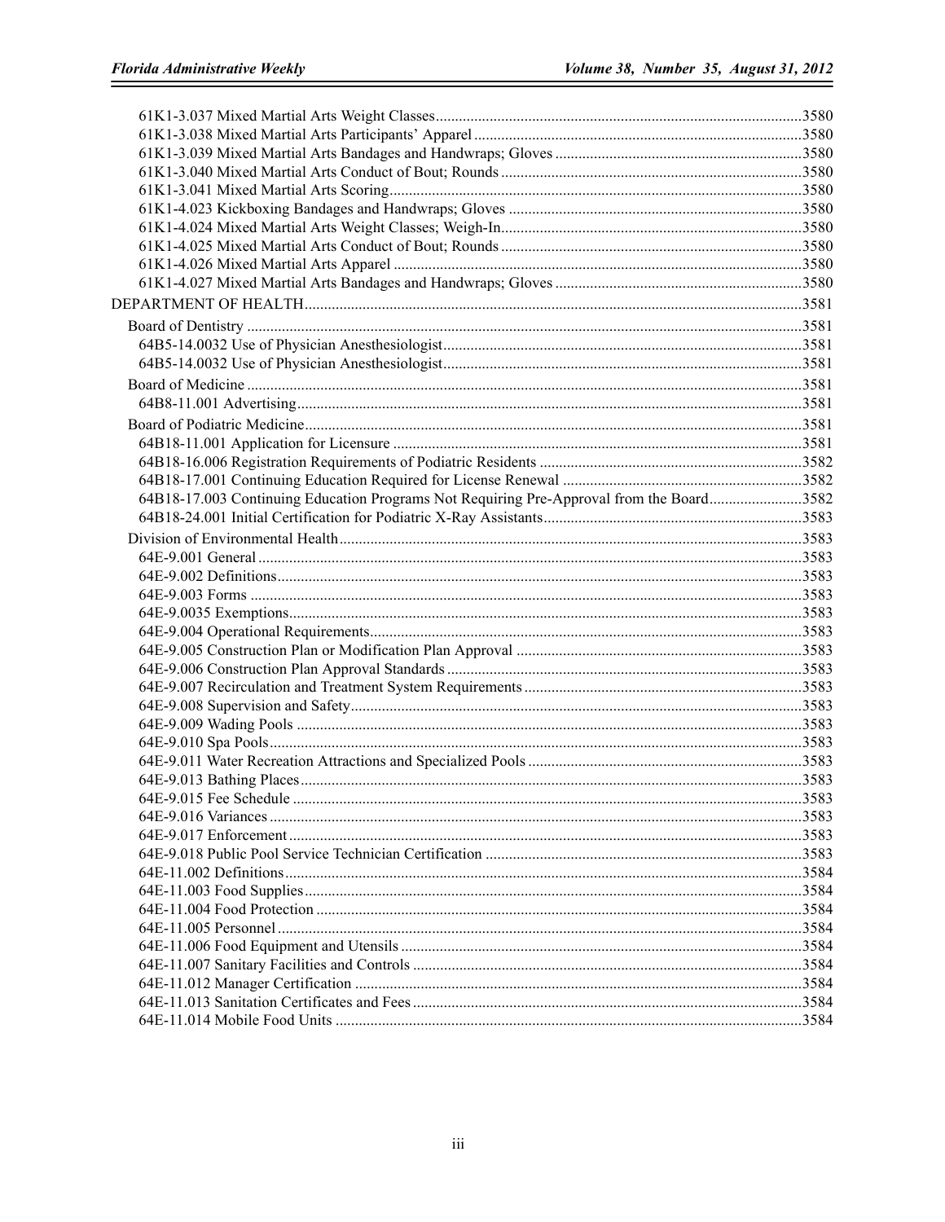61K1-3.037 Mixed Martial Arts Weight Classes....3580
61K1-3.038 Mixed Martial Arts Participants' Apparel....3580
61K1-3.039 Mixed Martial Arts Bandages and Handwraps; Gloves....3580
61K1-3.040 Mixed Martial Arts Conduct of Bout; Rounds....3580
61K1-3.041 Mixed Martial Arts Scoring....3580
61K1-4.023 Kickboxing Bandages and Handwraps; Gloves....3580
61K1-4.024 Mixed Martial Arts Weight Classes; Weigh-In....3580
61K1-4.025 Mixed Martial Arts Conduct of Bout; Rounds....3580
61K1-4.026 Mixed Martial Arts Apparel....3580
61K1-4.027 Mixed Martial Arts Bandages and Handwraps; Gloves....3580

DEPARTMENT OF HEALTH....3581

Board of Dentistry....3581
64B5-14.0032 Use of Physician Anesthesiologist....3581
64B5-14.0032 Use of Physician Anesthesiologist....3581

Board of Medicine....3581
64B8-11.001 Advertising....3581

Board of Podiatric Medicine....3581
64B18-11.001 Application for Licensure....3581
64B18-16.006 Registration Requirements of Podiatric Residents....3582
64B18-17.001 Continuing Education Required for License Renewal....3582
64B18-17.003 Continuing Education Programs Not Requiring Pre-Approval from the Board....3582
64B18-24.001 Initial Certification for Podiatric X-Ray Assistants....3583

Division of Environmental Health....3583
64E-9.001 General....3583
64E-9.002 Definitions....3583
64E-9.003 Forms....3583
64E-9.0035 Exemptions....3583
64E-9.004 Operational Requirements....3583
64E-9.005 Construction Plan or Modification Plan Approval....3583
64E-9.006 Construction Plan Approval Standards....3583
64E-9.007 Recirculation and Treatment System Requirements....3583
64E-9.008 Supervision and Safety....3583
64E-9.009 Wading Pools....3583
64E-9.010 Spa Pools....3583
64E-9.011 Water Recreation Attractions and Specialized Pools....3583
64E-9.013 Bathing Places....3583
64E-9.015 Fee Schedule....3583
64E-9.016 Variances....3583
64E-9.017 Enforcement....3583
64E-9.018 Public Pool Service Technician Certification....3583
64E-11.002 Definitions....3584
64E-11.003 Food Supplies....3584
64E-11.004 Food Protection....3584
64E-11.005 Personnel....3584
64E-11.006 Food Equipment and Utensils....3584
64E-11.007 Sanitary Facilities and Controls....3584
64E-11.012 Manager Certification....3584
64E-11.013 Sanitation Certificates and Fees....3584
64E-11.014 Mobile Food Units....3584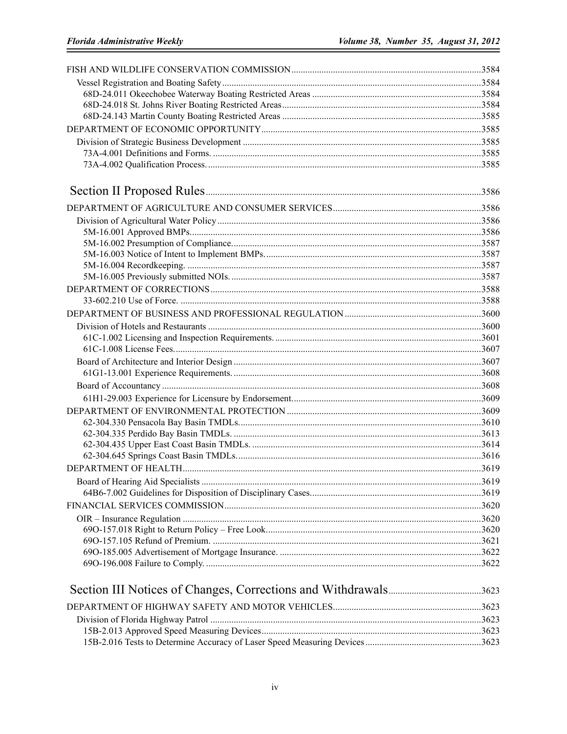FISH AND WILDLIFE CONSERVATION COMMISSION ....3584

Vessel Registration and Boating Safety ....3584

68D-24.011 Okeechobee Waterway Boating Restricted Areas ....3584

68D-24.018 St. Johns River Boating Restricted Areas ....3584

68D-24.143 Martin County Boating Restricted Areas ....3585

DEPARTMENT OF ECONOMIC OPPORTUNITY ....3585

Division of Strategic Business Development ....3585

73A-4.001 Definitions and Forms. ....3585

73A-4.002 Qualification Process. ....3585

## Section II Proposed Rules ....3586

DEPARTMENT OF AGRICULTURE AND CONSUMER SERVICES ....3586

Division of Agricultural Water Policy ....3586

5M-16.001 Approved BMPs. ....3586

5M-16.002 Presumption of Compliance. ....3587

5M-16.003 Notice of Intent to Implement BMPs. ....3587

5M-16.004 Recordkeeping. ....3587

5M-16.005 Previously submitted NOIs. ....3587

DEPARTMENT OF CORRECTIONS ....3588

33-602.210 Use of Force. ....3588

DEPARTMENT OF BUSINESS AND PROFESSIONAL REGULATION ....3600

Division of Hotels and Restaurants ....3600

61C-1.002 Licensing and Inspection Requirements. ....3601

61C-1.008 License Fees. ....3607

Board of Architecture and Interior Design ....3607

61G1-13.001 Experience Requirements. ....3608

Board of Accountancy ....3608

61H1-29.003 Experience for Licensure by Endorsement. ....3609

DEPARTMENT OF ENVIRONMENTAL PROTECTION ....3609

62-304.330 Pensacola Bay Basin TMDLs. ....3610

62-304.335 Perdido Bay Basin TMDLs. ....3613

62-304.435 Upper East Coast Basin TMDLs. ....3614

62-304.645 Springs Coast Basin TMDLs. ....3616

DEPARTMENT OF HEALTH ....3619

Board of Hearing Aid Specialists ....3619

64B6-7.002 Guidelines for Disposition of Disciplinary Cases. ....3619

FINANCIAL SERVICES COMMISSION ....3620

OIR – Insurance Regulation ....3620

69O-157.018 Right to Return Policy – Free Look. ....3620

69O-157.105 Refund of Premium. ....3621

69O-185.005 Advertisement of Mortgage Insurance. ....3622

69O-196.008 Failure to Comply. ....3622

## Section III Notices of Changes, Corrections and Withdrawals ....3623

DEPARTMENT OF HIGHWAY SAFETY AND MOTOR VEHICLES ....3623

Division of Florida Highway Patrol ....3623

15B-2.013 Approved Speed Measuring Devices ....3623

15B-2.016 Tests to Determine Accuracy of Laser Speed Measuring Devices ....3623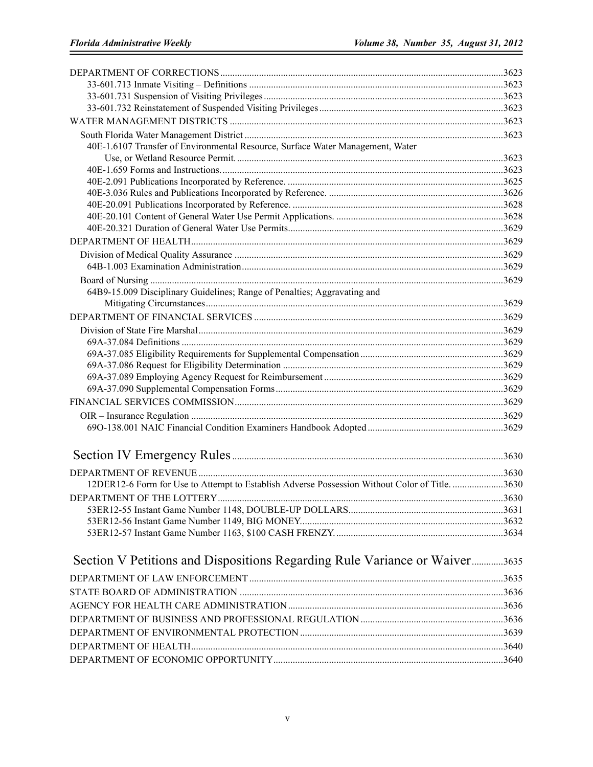DEPARTMENT OF CORRECTIONS....3623

33-601.713 Inmate Visiting – Definitions....3623

33-601.731 Suspension of Visiting Privileges....3623

33-601.732 Reinstatement of Suspended Visiting Privileges....3623

WATER MANAGEMENT DISTRICTS....3623

South Florida Water Management District....3623

40E-1.6107 Transfer of Environmental Resource, Surface Water Management, Water Use, or Wetland Resource Permit....3623

40E-1.659 Forms and Instructions....3623

40E-2.091 Publications Incorporated by Reference....3625

40E-3.036 Rules and Publications Incorporated by Reference....3626

40E-20.091 Publications Incorporated by Reference....3628

40E-20.101 Content of General Water Use Permit Applications....3628

40E-20.321 Duration of General Water Use Permits....3629

DEPARTMENT OF HEALTH....3629

Division of Medical Quality Assurance....3629

64B-1.003 Examination Administration....3629

Board of Nursing....3629

64B9-15.009 Disciplinary Guidelines; Range of Penalties; Aggravating and Mitigating Circumstances....3629

DEPARTMENT OF FINANCIAL SERVICES....3629

Division of State Fire Marshal....3629

69A-37.084 Definitions....3629

69A-37.085 Eligibility Requirements for Supplemental Compensation....3629

69A-37.086 Request for Eligibility Determination....3629

69A-37.089 Employing Agency Request for Reimbursement....3629

69A-37.090 Supplemental Compensation Forms....3629

FINANCIAL SERVICES COMMISSION....3629

OIR – Insurance Regulation....3629

69O-138.001 NAIC Financial Condition Examiners Handbook Adopted....3629

# Section IV Emergency Rules....3630

DEPARTMENT OF REVENUE....3630

12DER12-6 Form for Use to Attempt to Establish Adverse Possession Without Color of Title....3630

DEPARTMENT OF THE LOTTERY....3630

53ER12-55 Instant Game Number 1148, DOUBLE-UP DOLLARS....3631

53ER12-56 Instant Game Number 1149, BIG MONEY....3632

53ER12-57 Instant Game Number 1163, $100 CASH FRENZY....3634

# Section V Petitions and Dispositions Regarding Rule Variance or Waiver....3635

DEPARTMENT OF LAW ENFORCEMENT....3635

STATE BOARD OF ADMINISTRATION....3636

AGENCY FOR HEALTH CARE ADMINISTRATION....3636

DEPARTMENT OF BUSINESS AND PROFESSIONAL REGULATION....3636

DEPARTMENT OF ENVIRONMENTAL PROTECTION....3639

DEPARTMENT OF HEALTH....3640

DEPARTMENT OF ECONOMIC OPPORTUNITY....3640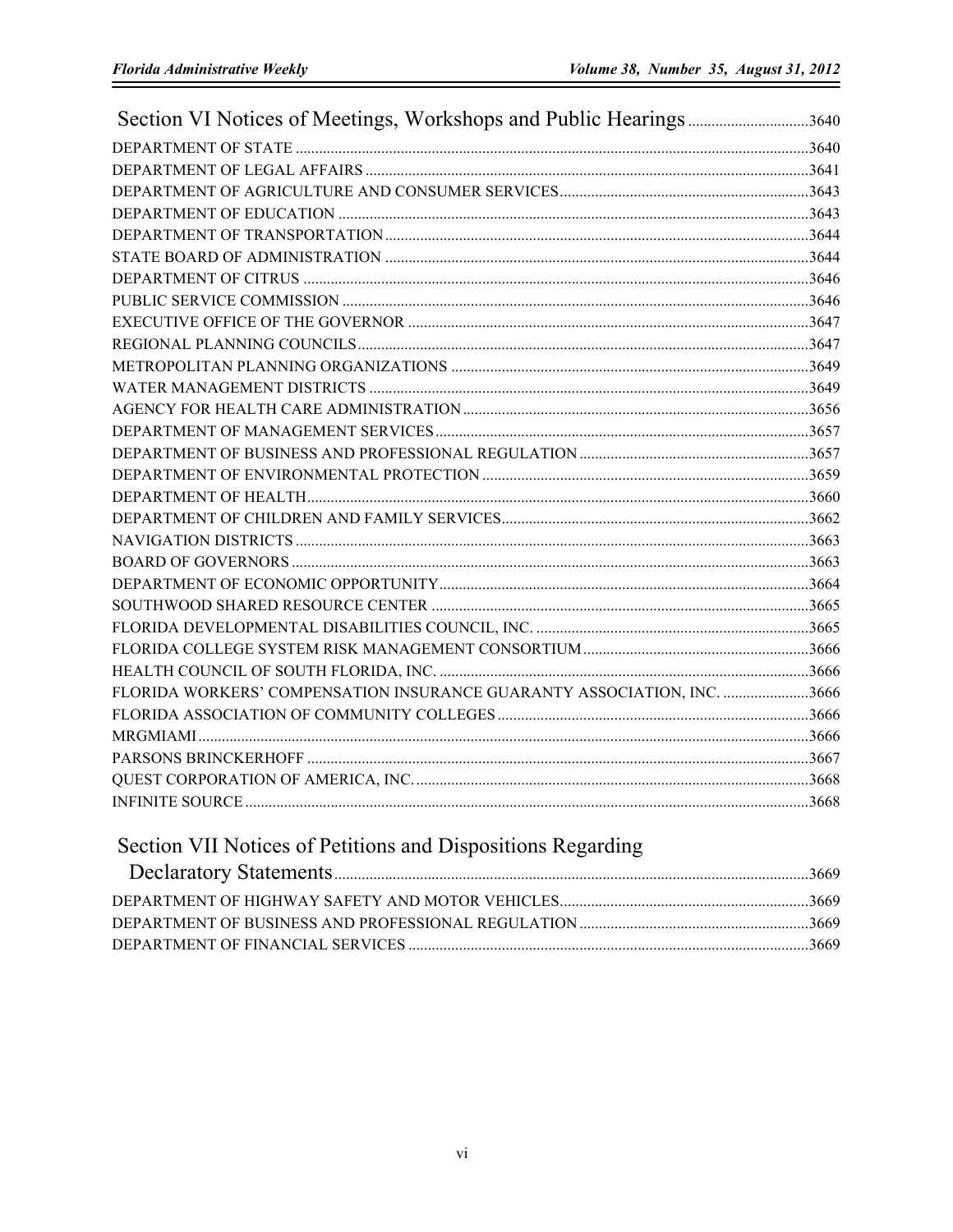## Section VI Notices of Meetings, Workshops and Public Hearings ..... 3640

DEPARTMENT OF STATE ..... 3640
DEPARTMENT OF LEGAL AFFAIRS ..... 3641
DEPARTMENT OF AGRICULTURE AND CONSUMER SERVICES ..... 3643
DEPARTMENT OF EDUCATION ..... 3643
DEPARTMENT OF TRANSPORTATION ..... 3644
STATE BOARD OF ADMINISTRATION ..... 3644
DEPARTMENT OF CITRUS ..... 3646
PUBLIC SERVICE COMMISSION ..... 3646
EXECUTIVE OFFICE OF THE GOVERNOR ..... 3647
REGIONAL PLANNING COUNCILS ..... 3647
METROPOLITAN PLANNING ORGANIZATIONS ..... 3649
WATER MANAGEMENT DISTRICTS ..... 3649
AGENCY FOR HEALTH CARE ADMINISTRATION ..... 3656
DEPARTMENT OF MANAGEMENT SERVICES ..... 3657
DEPARTMENT OF BUSINESS AND PROFESSIONAL REGULATION ..... 3657
DEPARTMENT OF ENVIRONMENTAL PROTECTION ..... 3659
DEPARTMENT OF HEALTH ..... 3660
DEPARTMENT OF CHILDREN AND FAMILY SERVICES ..... 3662
NAVIGATION DISTRICTS ..... 3663
BOARD OF GOVERNORS ..... 3663
DEPARTMENT OF ECONOMIC OPPORTUNITY ..... 3664
SOUTHWOOD SHARED RESOURCE CENTER ..... 3665
FLORIDA DEVELOPMENTAL DISABILITIES COUNCIL, INC. ..... 3665
FLORIDA COLLEGE SYSTEM RISK MANAGEMENT CONSORTIUM ..... 3666
HEALTH COUNCIL OF SOUTH FLORIDA, INC. ..... 3666
FLORIDA WORKERS' COMPENSATION INSURANCE GUARANTY ASSOCIATION, INC. ..... 3666
FLORIDA ASSOCIATION OF COMMUNITY COLLEGES ..... 3666
MRGMIAMI ..... 3666
PARSONS BRINCKERHOFF ..... 3667
QUEST CORPORATION OF AMERICA, INC. ..... 3668
INFINITE SOURCE ..... 3668

## Section VII Notices of Petitions and Dispositions Regarding Declaratory Statements ..... 3669

DEPARTMENT OF HIGHWAY SAFETY AND MOTOR VEHICLES ..... 3669
DEPARTMENT OF BUSINESS AND PROFESSIONAL REGULATION ..... 3669
DEPARTMENT OF FINANCIAL SERVICES ..... 3669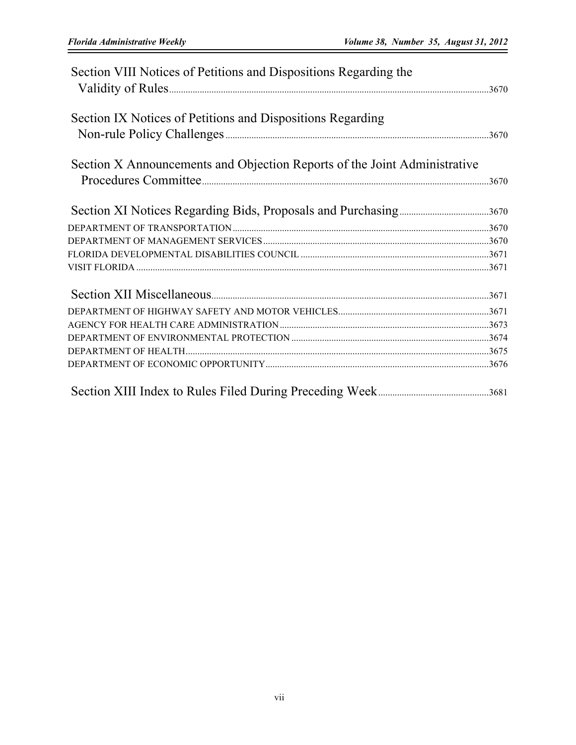Section VIII Notices of Petitions and Dispositions Regarding the Validity of Rules ....3670

Section IX Notices of Petitions and Dispositions Regarding Non-rule Policy Challenges ....3670

Section X Announcements and Objection Reports of the Joint Administrative Procedures Committee ....3670

Section XI Notices Regarding Bids, Proposals and Purchasing ....3670

DEPARTMENT OF TRANSPORTATION ....3670
DEPARTMENT OF MANAGEMENT SERVICES ....3670
FLORIDA DEVELOPMENTAL DISABILITIES COUNCIL ....3671
VISIT FLORIDA ....3671

Section XII Miscellaneous ....3671

DEPARTMENT OF HIGHWAY SAFETY AND MOTOR VEHICLES ....3671
AGENCY FOR HEALTH CARE ADMINISTRATION ....3673
DEPARTMENT OF ENVIRONMENTAL PROTECTION ....3674
DEPARTMENT OF HEALTH ....3675
DEPARTMENT OF ECONOMIC OPPORTUNITY ....3676

Section XIII Index to Rules Filed During Preceding Week ....3681